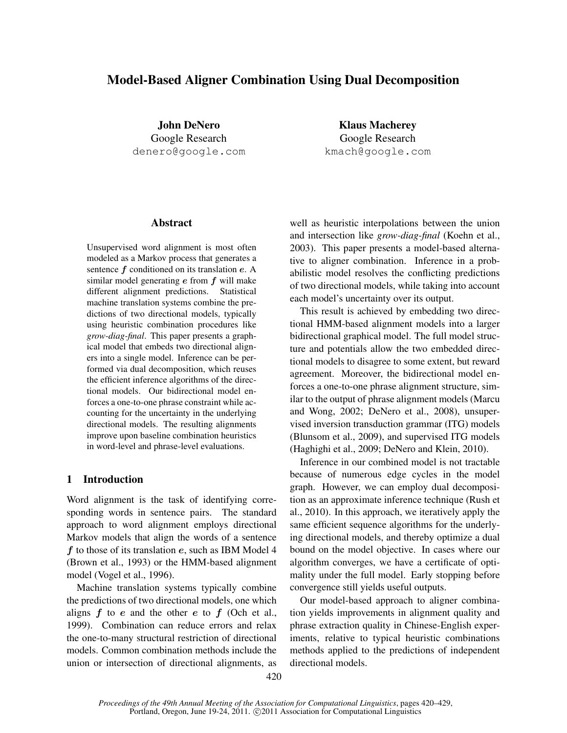# Model-Based Aligner Combination Using Dual Decomposition

**John DeNero**
Google Research
denero@google.com

**Klaus Macherey**
Google Research
kmach@google.com

## Abstract

Unsupervised word alignment is most often modeled as a Markov process that generates a sentence $\boldsymbol{f}$ conditioned on its translation $\boldsymbol{e}$. A similar model generating $\boldsymbol{e}$ from $\boldsymbol{f}$ will make different alignment predictions. Statistical machine translation systems combine the predictions of two directional models, typically using heuristic combination procedures like *grow-diag-final*. This paper presents a graphical model that embeds two directional aligners into a single model. Inference can be performed via dual decomposition, which reuses the efficient inference algorithms of the directional models. Our bidirectional model enforces a one-to-one phrase constraint while accounting for the uncertainty in the underlying directional models. The resulting alignments improve upon baseline combination heuristics in word-level and phrase-level evaluations.

## 1 Introduction

Word alignment is the task of identifying corresponding words in sentence pairs. The standard approach to word alignment employs directional Markov models that align the words of a sentence $\boldsymbol{f}$ to those of its translation $\boldsymbol{e}$, such as IBM Model 4 (Brown et al., 1993) or the HMM-based alignment model (Vogel et al., 1996).

Machine translation systems typically combine the predictions of two directional models, one which aligns $\boldsymbol{f}$ to $\boldsymbol{e}$ and the other $\boldsymbol{e}$ to $\boldsymbol{f}$ (Och et al., 1999). Combination can reduce errors and relax the one-to-many structural restriction of directional models. Common combination methods include the union or intersection of directional alignments, as well as heuristic interpolations between the union and intersection like *grow-diag-final* (Koehn et al., 2003). This paper presents a model-based alternative to aligner combination. Inference in a probabilistic model resolves the conflicting predictions of two directional models, while taking into account each model's uncertainty over its output.

This result is achieved by embedding two directional HMM-based alignment models into a larger bidirectional graphical model. The full model structure and potentials allow the two embedded directional models to disagree to some extent, but reward agreement. Moreover, the bidirectional model enforces a one-to-one phrase alignment structure, similar to the output of phrase alignment models (Marcu and Wong, 2002; DeNero et al., 2008), unsupervised inversion transduction grammar (ITG) models (Blunsom et al., 2009), and supervised ITG models (Haghighi et al., 2009; DeNero and Klein, 2010).

Inference in our combined model is not tractable because of numerous edge cycles in the model graph. However, we can employ dual decomposition as an approximate inference technique (Rush et al., 2010). In this approach, we iteratively apply the same efficient sequence algorithms for the underlying directional models, and thereby optimize a dual bound on the model objective. In cases where our algorithm converges, we have a certificate of optimality under the full model. Early stopping before convergence still yields useful outputs.

Our model-based approach to aligner combination yields improvements in alignment quality and phrase extraction quality in Chinese-English experiments, relative to typical heuristic combinations methods applied to the predictions of independent directional models.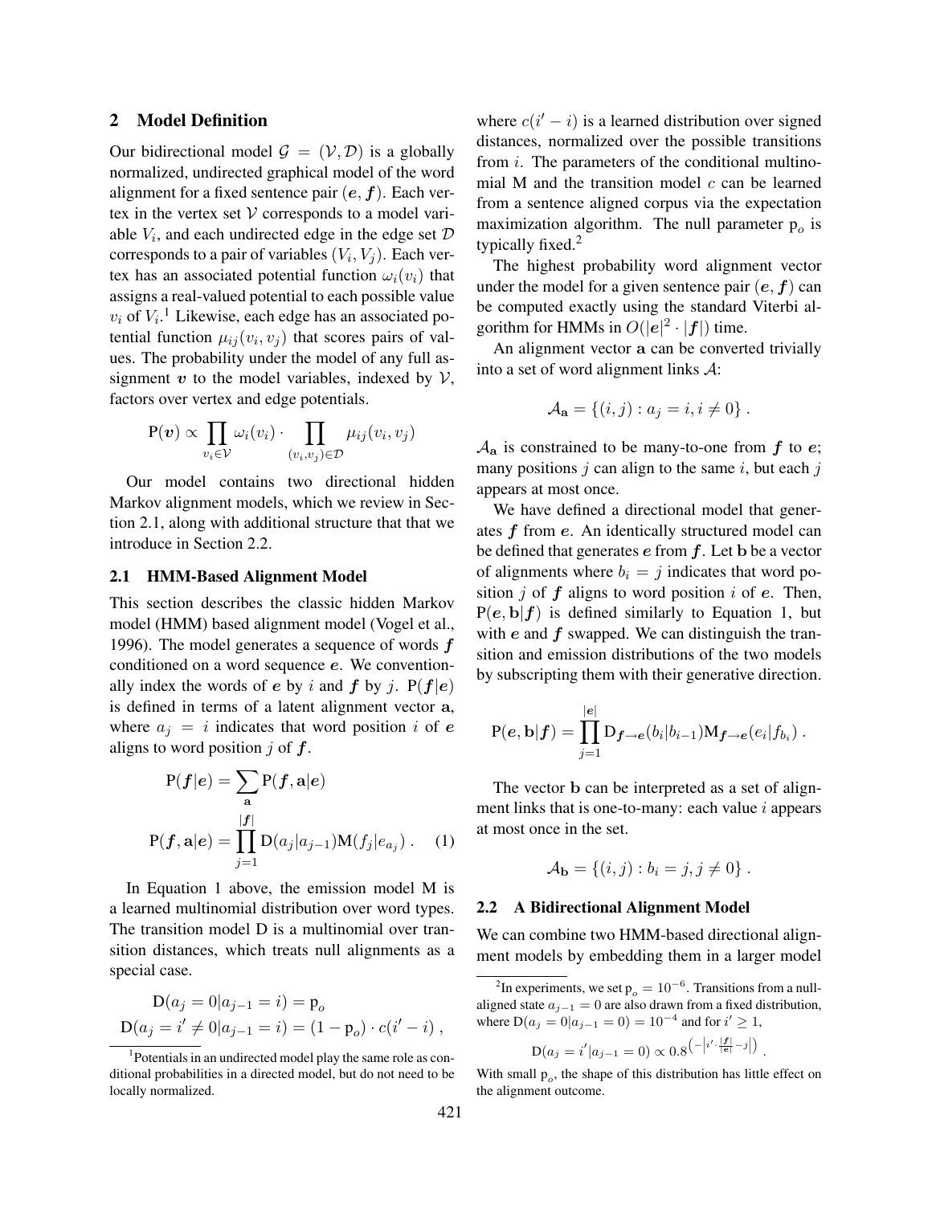## 2 Model Definition

Our bidirectional model $\mathcal{G} = (\mathcal{V}, \mathcal{D})$ is a globally normalized, undirected graphical model of the word alignment for a fixed sentence pair $(\boldsymbol{e}, \boldsymbol{f})$. Each vertex in the vertex set $\mathcal{V}$ corresponds to a model variable $V_i$, and each undirected edge in the edge set $\mathcal{D}$ corresponds to a pair of variables $(V_i, V_j)$. Each vertex has an associated potential function $\omega_i(v_i)$ that assigns a real-valued potential to each possible value $v_i$ of $V_i$.[1] Likewise, each edge has an associated potential function $\mu_{ij}(v_i, v_j)$ that scores pairs of values. The probability under the model of any full assignment $\boldsymbol{v}$ to the model variables, indexed by $\mathcal{V}$, factors over vertex and edge potentials.

$$\mathrm{P}(\boldsymbol{v}) \propto \prod_{v_i \in \mathcal{V}} \omega_i(v_i) \cdot \prod_{(v_i, v_j) \in \mathcal{D}} \mu_{ij}(v_i, v_j)$$

Our model contains two directional hidden Markov alignment models, which we review in Section 2.1, along with additional structure that that we introduce in Section 2.2.

### 2.1 HMM-Based Alignment Model

This section describes the classic hidden Markov model (HMM) based alignment model (Vogel et al., 1996). The model generates a sequence of words $\boldsymbol{f}$ conditioned on a word sequence $\boldsymbol{e}$. We conventionally index the words of $\boldsymbol{e}$ by $i$ and $\boldsymbol{f}$ by $j$. $\mathrm{P}(\boldsymbol{f}|\boldsymbol{e})$ is defined in terms of a latent alignment vector $\mathbf{a}$, where $a_j = i$ indicates that word position $i$ of $\boldsymbol{e}$ aligns to word position $j$ of $\boldsymbol{f}$.

$$\mathrm{P}(\boldsymbol{f}|\boldsymbol{e}) = \sum_{\mathbf{a}} \mathrm{P}(\boldsymbol{f}, \mathbf{a}|\boldsymbol{e})$$

$$\mathrm{P}(\boldsymbol{f}, \mathbf{a}|\boldsymbol{e}) = \prod_{j=1}^{|\boldsymbol{f}|} \mathrm{D}(a_j|a_{j-1}) \mathrm{M}(f_j|e_{a_j}) . \quad (1)$$

In Equation 1 above, the emission model M is a learned multinomial distribution over word types. The transition model D is a multinomial over transition distances, which treats null alignments as a special case.

$$\mathrm{D}(a_j = 0|a_{j-1} = i) = \mathrm{p}_o$$
$$\mathrm{D}(a_j = i' \neq 0|a_{j-1} = i) = (1 - \mathrm{p}_o) \cdot c(i' - i) ,$$

where $c(i' - i)$ is a learned distribution over signed distances, normalized over the possible transitions from $i$. The parameters of the conditional multinomial M and the transition model $c$ can be learned from a sentence aligned corpus via the expectation maximization algorithm. The null parameter $\mathrm{p}_o$ is typically fixed.[2]

The highest probability word alignment vector under the model for a given sentence pair $(\boldsymbol{e}, \boldsymbol{f})$ can be computed exactly using the standard Viterbi algorithm for HMMs in $O(|\boldsymbol{e}|^2 \cdot |\boldsymbol{f}|)$ time.

An alignment vector $\mathbf{a}$ can be converted trivially into a set of word alignment links $\mathcal{A}$:

$$\mathcal{A}_{\mathbf{a}} = \{(i, j) : a_j = i, i \neq 0\} .$$

$\mathcal{A}_{\mathbf{a}}$ is constrained to be many-to-one from $\boldsymbol{f}$ to $\boldsymbol{e}$; many positions $j$ can align to the same $i$, but each $j$ appears at most once.

We have defined a directional model that generates $\boldsymbol{f}$ from $\boldsymbol{e}$. An identically structured model can be defined that generates $\boldsymbol{e}$ from $\boldsymbol{f}$. Let $\mathbf{b}$ be a vector of alignments where $b_i = j$ indicates that word position $j$ of $\boldsymbol{f}$ aligns to word position $i$ of $\boldsymbol{e}$. Then, $\mathrm{P}(\boldsymbol{e}, \mathbf{b}|\boldsymbol{f})$ is defined similarly to Equation 1, but with $\boldsymbol{e}$ and $\boldsymbol{f}$ swapped. We can distinguish the transition and emission distributions of the two models by subscripting them with their generative direction.

$$\mathrm{P}(\boldsymbol{e}, \mathbf{b}|\boldsymbol{f}) = \prod_{j=1}^{|\boldsymbol{e}|} \mathrm{D}_{\boldsymbol{f} \to \boldsymbol{e}}(b_i|b_{i-1}) \mathrm{M}_{\boldsymbol{f} \to \boldsymbol{e}}(e_i|f_{b_i}) .$$

The vector $\mathbf{b}$ can be interpreted as a set of alignment links that is one-to-many: each value $i$ appears at most once in the set.

$$\mathcal{A}_{\mathbf{b}} = \{(i, j) : b_i = j, j \neq 0\} .$$

### 2.2 A Bidirectional Alignment Model

We can combine two HMM-based directional alignment models by embedding them in a larger model

---

[1] Potentials in an undirected model play the same role as conditional probabilities in a directed model, but do not need to be locally normalized.

[2] In experiments, we set $\mathrm{p}_o = 10^{-6}$. Transitions from a null-aligned state $a_{j-1} = 0$ are also drawn from a fixed distribution, where $\mathrm{D}(a_j = 0|a_{j-1} = 0) = 10^{-4}$ and for $i' \geq 1$,

$$\mathrm{D}(a_j = i'|a_{j-1} = 0) \propto 0.8^{\left(-\left|i' \cdot \frac{|\boldsymbol{f}|}{|\boldsymbol{e}|} - j\right|\right)} .$$

With small $\mathrm{p}_o$, the shape of this distribution has little effect on the alignment outcome.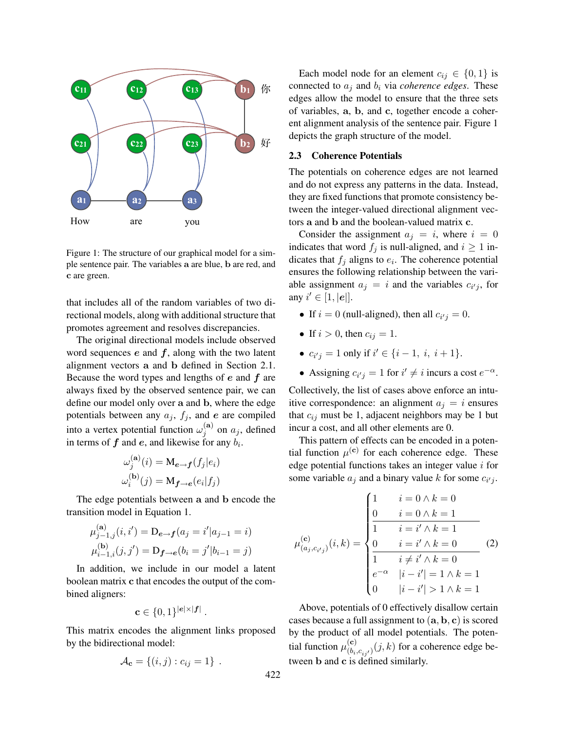Figure 1: The structure of our graphical model for a simple sentence pair. The variables $\mathbf{a}$ are blue, $\mathbf{b}$ are red, and $\mathbf{c}$ are green.

that includes all of the random variables of two directional models, along with additional structure that promotes agreement and resolves discrepancies.

The original directional models include observed word sequences $\boldsymbol{e}$ and $\boldsymbol{f}$, along with the two latent alignment vectors $\mathbf{a}$ and $\mathbf{b}$ defined in Section 2.1. Because the word types and lengths of $\boldsymbol{e}$ and $\boldsymbol{f}$ are always fixed by the observed sentence pair, we can define our model only over $\mathbf{a}$ and $\mathbf{b}$, where the edge potentials between any $a_j$, $f_j$, and $\boldsymbol{e}$ are compiled into a vertex potential function $\omega_j^{(\mathbf{a})}$ on $a_j$, defined in terms of $\boldsymbol{f}$ and $\boldsymbol{e}$, and likewise for any $b_i$.

$$\omega_j^{(\mathbf{a})}(i) = \mathbf{M}_{\boldsymbol{e}\to\boldsymbol{f}}(f_j|e_i)$$
$$\omega_i^{(\mathbf{b})}(j) = \mathbf{M}_{\boldsymbol{f}\to\boldsymbol{e}}(e_i|f_j)$$

The edge potentials between $\mathbf{a}$ and $\mathbf{b}$ encode the transition model in Equation 1.

$$\mu_{j-1,j}^{(\mathbf{a})}(i, i') = \mathbf{D}_{\boldsymbol{e}\to\boldsymbol{f}}(a_j = i'|a_{j-1} = i)$$
$$\mu_{i-1,i}^{(\mathbf{b})}(j, j') = \mathbf{D}_{\boldsymbol{f}\to\boldsymbol{e}}(b_i = j'|b_{i-1} = j)$$

In addition, we include in our model a latent boolean matrix $\mathbf{c}$ that encodes the output of the combined aligners:

$$\mathbf{c} \in \{0, 1\}^{|\boldsymbol{e}|\times|\boldsymbol{f}|} .$$

This matrix encodes the alignment links proposed by the bidirectional model:

$$\mathcal{A}_{\mathbf{c}} = \{(i, j) : c_{ij} = 1\} .$$

Each model node for an element $c_{ij} \in \{0, 1\}$ is connected to $a_j$ and $b_i$ via *coherence edges*. These edges allow the model to ensure that the three sets of variables, $\mathbf{a}$, $\mathbf{b}$, and $\mathbf{c}$, together encode a coherent alignment analysis of the sentence pair. Figure 1 depicts the graph structure of the model.

### 2.3 Coherence Potentials

The potentials on coherence edges are not learned and do not express any patterns in the data. Instead, they are fixed functions that promote consistency between the integer-valued directional alignment vectors $\mathbf{a}$ and $\mathbf{b}$ and the boolean-valued matrix $\mathbf{c}$.

Consider the assignment $a_j = i$, where $i = 0$ indicates that word $f_j$ is null-aligned, and $i \geq 1$ indicates that $f_j$ aligns to $e_i$. The coherence potential ensures the following relationship between the variable assignment $a_j = i$ and the variables $c_{i'j}$, for any $i' \in [1, |\boldsymbol{e}|]$.

- If $i = 0$ (null-aligned), then all $c_{i'j} = 0$.
- If $i > 0$, then $c_{ij} = 1$.
- $c_{i'j} = 1$ only if $i' \in \{i-1, \ i, \ i+1\}$.
- Assigning $c_{i'j} = 1$ for $i' \neq i$ incurs a cost $e^{-\alpha}$.

Collectively, the list of cases above enforce an intuitive correspondence: an alignment $a_j = i$ ensures that $c_{ij}$ must be 1, adjacent neighbors may be 1 but incur a cost, and all other elements are 0.

This pattern of effects can be encoded in a potential function $\mu^{(\mathbf{c})}$ for each coherence edge. These edge potential functions takes an integer value $i$ for some variable $a_j$ and a binary value $k$ for some $c_{i'j}$.

$$\mu_{(a_j, c_{i'j})}^{(\mathbf{c})}(i, k) = \begin{cases} 1 & i = 0 \wedge k = 0 \\ 0 & i = 0 \wedge k = 1 \\ \hline 1 & i = i' \wedge k = 1 \\ 0 & i = i' \wedge k = 0 \\ \hline 1 & i \neq i' \wedge k = 0 \\ e^{-\alpha} & |i - i'| = 1 \wedge k = 1 \\ 0 & |i - i'| > 1 \wedge k = 1 \end{cases} \quad (2)$$

Above, potentials of 0 effectively disallow certain cases because a full assignment to $(\mathbf{a}, \mathbf{b}, \mathbf{c})$ is scored by the product of all model potentials. The potential function $\mu_{(b_i, c_{ij'})}^{(\mathbf{c})}(j, k)$ for a coherence edge between $\mathbf{b}$ and $\mathbf{c}$ is defined similarly.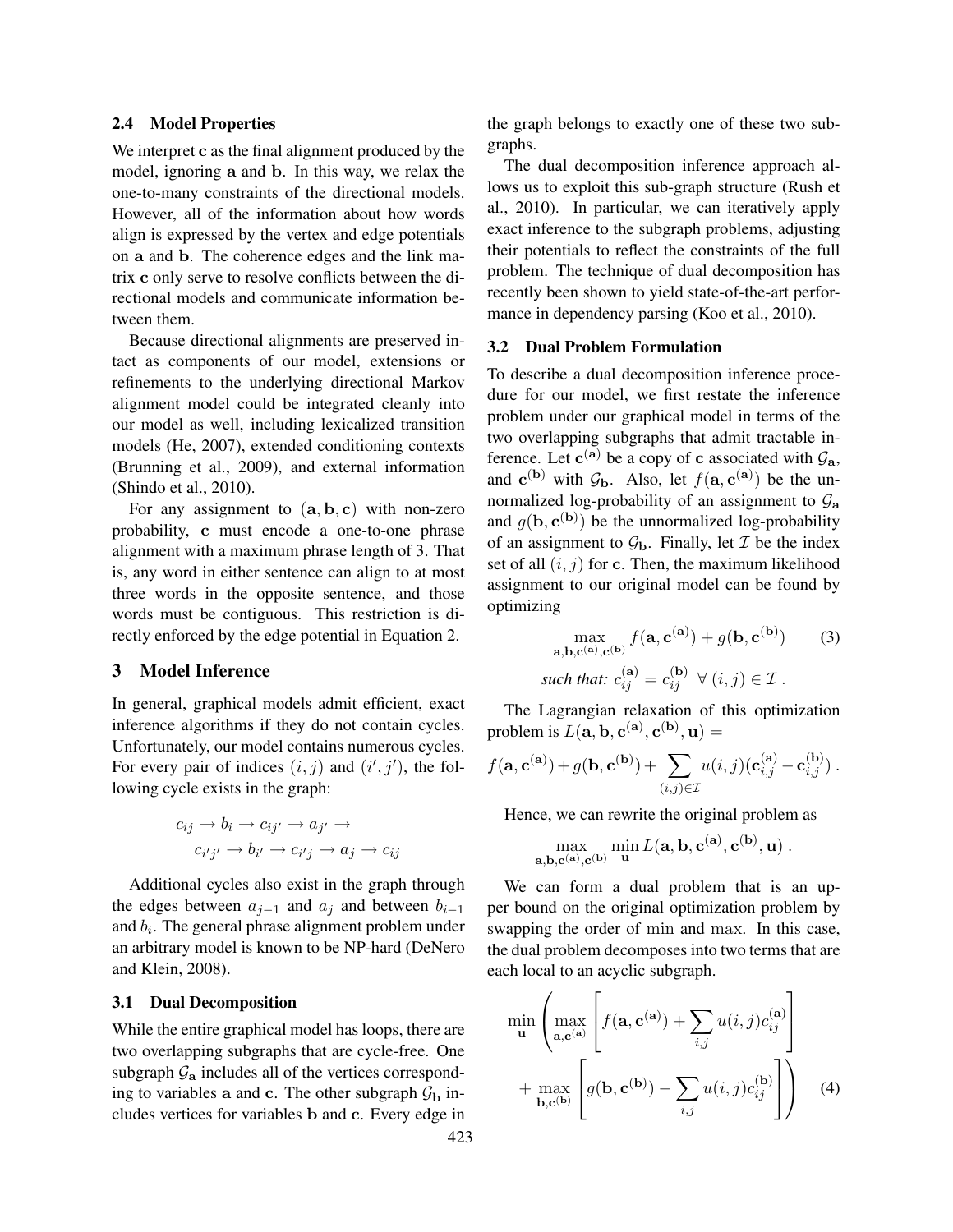### 2.4 Model Properties

We interpret $\mathbf{c}$ as the final alignment produced by the model, ignoring $\mathbf{a}$ and $\mathbf{b}$. In this way, we relax the one-to-many constraints of the directional models. However, all of the information about how words align is expressed by the vertex and edge potentials on $\mathbf{a}$ and $\mathbf{b}$. The coherence edges and the link matrix $\mathbf{c}$ only serve to resolve conflicts between the directional models and communicate information between them.

Because directional alignments are preserved intact as components of our model, extensions or refinements to the underlying directional Markov alignment model could be integrated cleanly into our model as well, including lexicalized transition models (He, 2007), extended conditioning contexts (Brunning et al., 2009), and external information (Shindo et al., 2010).

For any assignment to $(\mathbf{a}, \mathbf{b}, \mathbf{c})$ with non-zero probability, $\mathbf{c}$ must encode a one-to-one phrase alignment with a maximum phrase length of 3. That is, any word in either sentence can align to at most three words in the opposite sentence, and those words must be contiguous. This restriction is directly enforced by the edge potential in Equation 2.

## 3 Model Inference

In general, graphical models admit efficient, exact inference algorithms if they do not contain cycles. Unfortunately, our model contains numerous cycles. For every pair of indices $(i, j)$ and $(i', j')$, the following cycle exists in the graph:

$$
\begin{aligned}
&c_{ij} \to b_i \to c_{ij'} \to a_{j'} \to \\
&\quad c_{i'j'} \to b_{i'} \to c_{i'j} \to a_j \to c_{ij}
\end{aligned}
$$

Additional cycles also exist in the graph through the edges between $a_{j-1}$ and $a_j$ and between $b_{i-1}$ and $b_i$. The general phrase alignment problem under an arbitrary model is known to be NP-hard (DeNero and Klein, 2008).

### 3.1 Dual Decomposition

While the entire graphical model has loops, there are two overlapping subgraphs that are cycle-free. One subgraph $\mathcal{G}_\mathbf{a}$ includes all of the vertices corresponding to variables $\mathbf{a}$ and $\mathbf{c}$. The other subgraph $\mathcal{G}_\mathbf{b}$ includes vertices for variables $\mathbf{b}$ and $\mathbf{c}$. Every edge in the graph belongs to exactly one of these two subgraphs.

The dual decomposition inference approach allows us to exploit this sub-graph structure (Rush et al., 2010). In particular, we can iteratively apply exact inference to the subgraph problems, adjusting their potentials to reflect the constraints of the full problem. The technique of dual decomposition has recently been shown to yield state-of-the-art performance in dependency parsing (Koo et al., 2010).

### 3.2 Dual Problem Formulation

To describe a dual decomposition inference procedure for our model, we first restate the inference problem under our graphical model in terms of the two overlapping subgraphs that admit tractable inference. Let $\mathbf{c}^{(\mathbf{a})}$ be a copy of $\mathbf{c}$ associated with $\mathcal{G}_\mathbf{a}$, and $\mathbf{c}^{(\mathbf{b})}$ with $\mathcal{G}_\mathbf{b}$. Also, let $f(\mathbf{a}, \mathbf{c}^{(\mathbf{a})})$ be the unnormalized log-probability of an assignment to $\mathcal{G}_\mathbf{a}$ and $g(\mathbf{b}, \mathbf{c}^{(\mathbf{b})})$ be the unnormalized log-probability of an assignment to $\mathcal{G}_\mathbf{b}$. Finally, let $\mathcal{I}$ be the index set of all $(i, j)$ for $\mathbf{c}$. Then, the maximum likelihood assignment to our original model can be found by optimizing

$$
\begin{aligned}
&\max_{\mathbf{a},\mathbf{b},\mathbf{c}^{(\mathbf{a})},\mathbf{c}^{(\mathbf{b})}} f(\mathbf{a}, \mathbf{c}^{(\mathbf{a})}) + g(\mathbf{b}, \mathbf{c}^{(\mathbf{b})}) \qquad (3) \\
&\textit{such that: } c_{ij}^{(\mathbf{a})} = c_{ij}^{(\mathbf{b})} \;\; \forall\, (i, j) \in \mathcal{I} \,.
\end{aligned}
$$

The Lagrangian relaxation of this optimization problem is $L(\mathbf{a}, \mathbf{b}, \mathbf{c}^{(\mathbf{a})}, \mathbf{c}^{(\mathbf{b})}, \mathbf{u}) =$

$$
f(\mathbf{a}, \mathbf{c}^{(\mathbf{a})}) + g(\mathbf{b}, \mathbf{c}^{(\mathbf{b})}) + \sum_{(i,j)\in\mathcal{I}} u(i, j)(\mathbf{c}_{i,j}^{(\mathbf{a})} - \mathbf{c}_{i,j}^{(\mathbf{b})}) \,.
$$

Hence, we can rewrite the original problem as

$$
\max_{\mathbf{a},\mathbf{b},\mathbf{c}^{(\mathbf{a})},\mathbf{c}^{(\mathbf{b})}} \min_{\mathbf{u}} L(\mathbf{a}, \mathbf{b}, \mathbf{c}^{(\mathbf{a})}, \mathbf{c}^{(\mathbf{b})}, \mathbf{u}) \,.
$$

We can form a dual problem that is an upper bound on the original optimization problem by swapping the order of min and max. In this case, the dual problem decomposes into two terms that are each local to an acyclic subgraph.

$$
\begin{aligned}
\min_{\mathbf{u}} \Bigg( &\max_{\mathbf{a},\mathbf{c}^{(\mathbf{a})}} \left[ f(\mathbf{a}, \mathbf{c}^{(\mathbf{a})}) + \sum_{i,j} u(i, j) c_{ij}^{(\mathbf{a})} \right] \\
&+ \max_{\mathbf{b},\mathbf{c}^{(\mathbf{b})}} \left[ g(\mathbf{b}, \mathbf{c}^{(\mathbf{b})}) - \sum_{i,j} u(i, j) c_{ij}^{(\mathbf{b})} \right] \Bigg) \qquad (4)
\end{aligned}
$$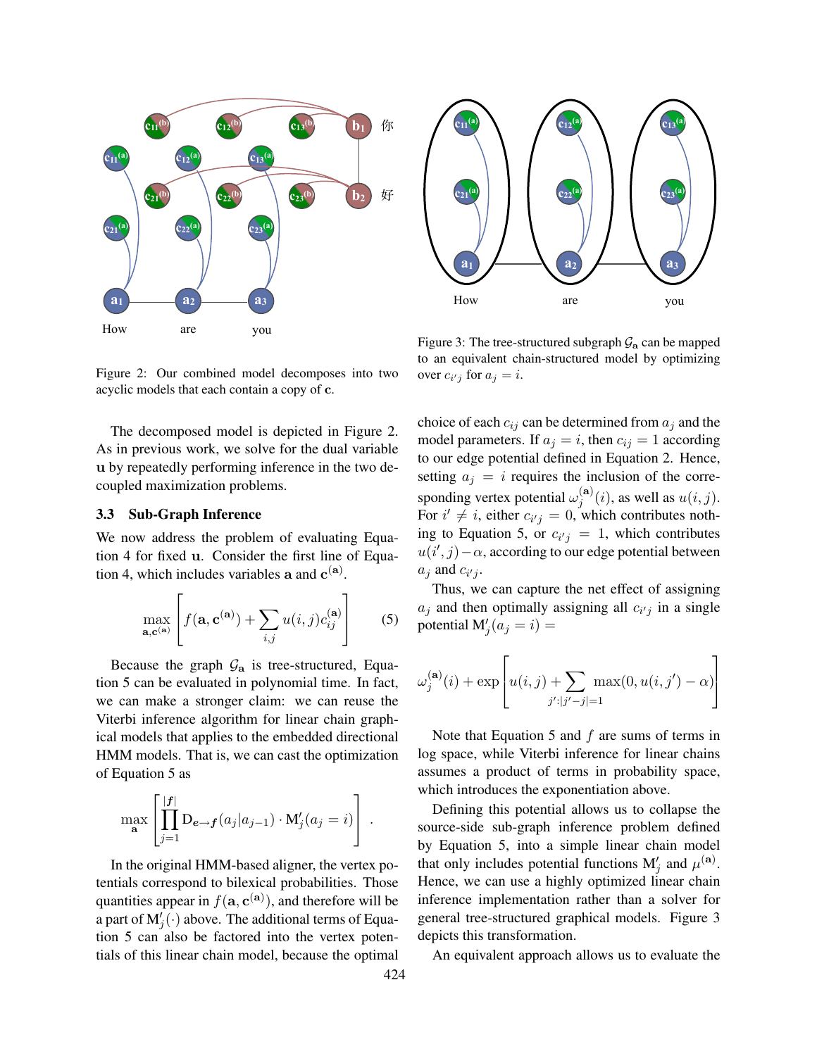Figure 2: Our combined model decomposes into two acyclic models that each contain a copy of $\mathbf{c}$.

The decomposed model is depicted in Figure 2. As in previous work, we solve for the dual variable $\mathbf{u}$ by repeatedly performing inference in the two decoupled maximization problems.

### 3.3 Sub-Graph Inference

We now address the problem of evaluating Equation 4 for fixed $\mathbf{u}$. Consider the first line of Equation 4, which includes variables $\mathbf{a}$ and $\mathbf{c}^{(\mathbf{a})}$.

$$\max_{\mathbf{a},\mathbf{c}^{(\mathbf{a})}} \left[ f(\mathbf{a}, \mathbf{c}^{(\mathbf{a})}) + \sum_{i,j} u(i,j) c_{ij}^{(\mathbf{a})} \right] \tag{5}$$

Because the graph $\mathcal{G}_{\mathbf{a}}$ is tree-structured, Equation 5 can be evaluated in polynomial time. In fact, we can make a stronger claim: we can reuse the Viterbi inference algorithm for linear chain graphical models that applies to the embedded directional HMM models. That is, we can cast the optimization of Equation 5 as

$$\max_{\mathbf{a}} \left[ \prod_{j=1}^{|\boldsymbol{f}|} \mathrm{D}_{\boldsymbol{e}\rightarrow\boldsymbol{f}}(a_j | a_{j-1}) \cdot \mathrm{M}'_j(a_j = i) \right] .$$

In the original HMM-based aligner, the vertex potentials correspond to bilexical probabilities. Those quantities appear in $f(\mathbf{a}, \mathbf{c}^{(\mathbf{a})})$, and therefore will be a part of $\mathrm{M}'_j(\cdot)$ above. The additional terms of Equation 5 can also be factored into the vertex potentials of this linear chain model, because the optimal choice of each $c_{ij}$ can be determined from $a_j$ and the model parameters. If $a_j = i$, then $c_{ij} = 1$ according to our edge potential defined in Equation 2. Hence, setting $a_j = i$ requires the inclusion of the corresponding vertex potential $\omega_j^{(\mathbf{a})}(i)$, as well as $u(i,j)$. For $i' \neq i$, either $c_{i'j} = 0$, which contributes nothing to Equation 5, or $c_{i'j} = 1$, which contributes $u(i',j) - \alpha$, according to our edge potential between $a_j$ and $c_{i'j}$.

Figure 3: The tree-structured subgraph $\mathcal{G}_{\mathbf{a}}$ can be mapped to an equivalent chain-structured model by optimizing over $c_{i'j}$ for $a_j = i$.

Thus, we can capture the net effect of assigning $a_j$ and then optimally assigning all $c_{i'j}$ in a single potential $\mathrm{M}'_j(a_j = i) =$

$$\omega_j^{(\mathbf{a})}(i) + \exp\left[ u(i,j) + \sum_{j':|j'-j|=1} \max(0, u(i,j') - \alpha) \right]$$

Note that Equation 5 and $f$ are sums of terms in log space, while Viterbi inference for linear chains assumes a product of terms in probability space, which introduces the exponentiation above.

Defining this potential allows us to collapse the source-side sub-graph inference problem defined by Equation 5, into a simple linear chain model that only includes potential functions $\mathrm{M}'_j$ and $\mu^{(\mathbf{a})}$. Hence, we can use a highly optimized linear chain inference implementation rather than a solver for general tree-structured graphical models. Figure 3 depicts this transformation.

An equivalent approach allows us to evaluate the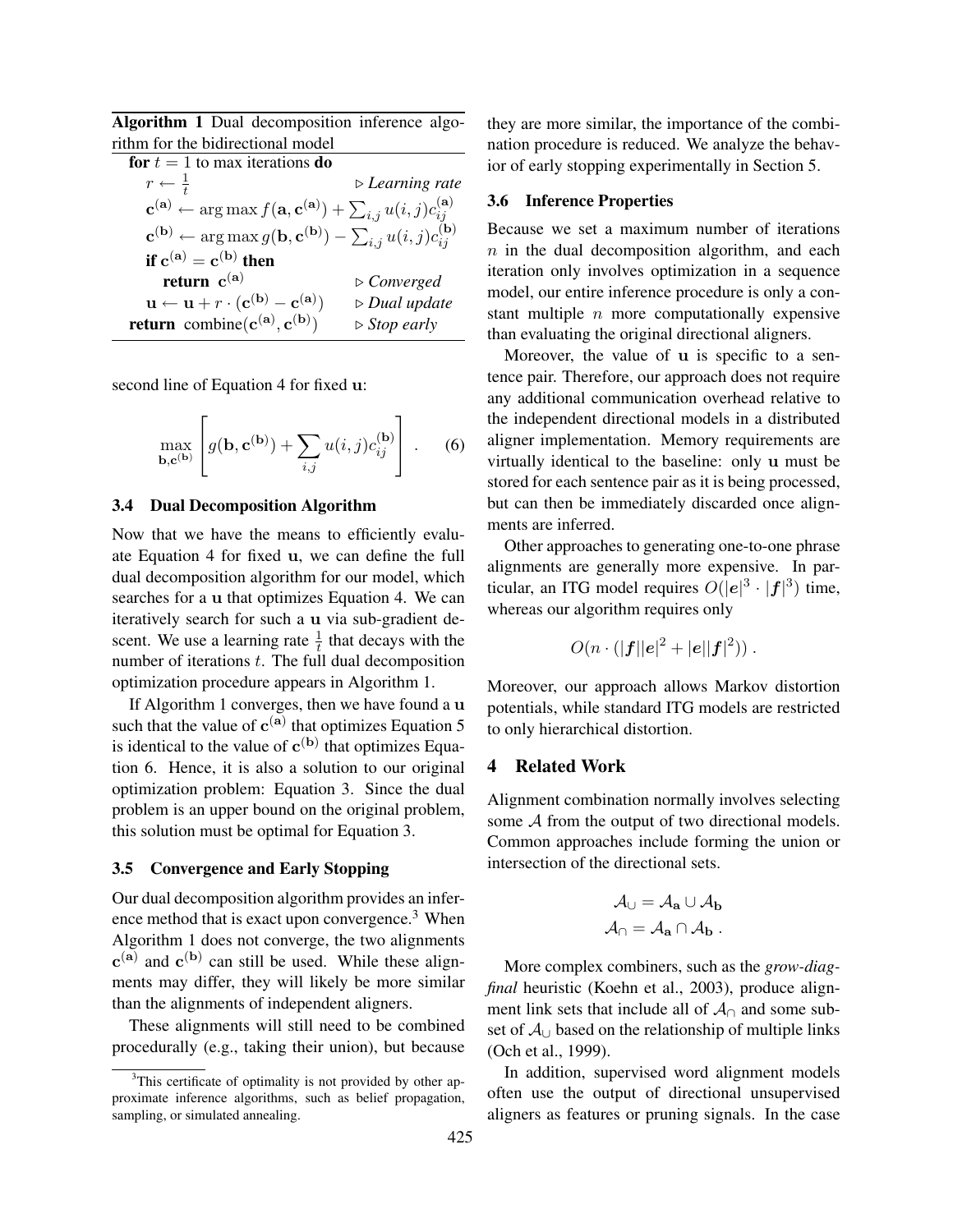**Algorithm 1** Dual decomposition inference algorithm for the bidirectional model

```
for t = 1 to max iterations do
    r ← 1/t                                                  ▷ Learning rate
    c^(a) ← arg max f(a, c^(a)) + Σ_{i,j} u(i,j) c^(a)_{ij}
    c^(b) ← arg max g(b, c^(b)) − Σ_{i,j} u(i,j) c^(b)_{ij}
    if c^(a) = c^(b) then
        return c^(a)                                         ▷ Converged
    u ← u + r · (c^(b) − c^(a))                              ▷ Dual update
return combine(c^(a), c^(b))                                 ▷ Stop early
```

second line of Equation 4 for fixed $\mathbf{u}$:

$$\max_{\mathbf{b}, \mathbf{c}^{(\mathbf{b})}} \left[ g(\mathbf{b}, \mathbf{c}^{(\mathbf{b})}) + \sum_{i,j} u(i,j) c_{ij}^{(\mathbf{b})} \right] . \quad (6)$$

### 3.4 Dual Decomposition Algorithm

Now that we have the means to efficiently evaluate Equation 4 for fixed $\mathbf{u}$, we can define the full dual decomposition algorithm for our model, which searches for a $\mathbf{u}$ that optimizes Equation 4. We can iteratively search for such a $\mathbf{u}$ via sub-gradient descent. We use a learning rate $\frac{1}{t}$ that decays with the number of iterations $t$. The full dual decomposition optimization procedure appears in Algorithm 1.

If Algorithm 1 converges, then we have found a $\mathbf{u}$ such that the value of $\mathbf{c}^{(\mathbf{a})}$ that optimizes Equation 5 is identical to the value of $\mathbf{c}^{(\mathbf{b})}$ that optimizes Equation 6. Hence, it is also a solution to our original optimization problem: Equation 3. Since the dual problem is an upper bound on the original problem, this solution must be optimal for Equation 3.

### 3.5 Convergence and Early Stopping

Our dual decomposition algorithm provides an inference method that is exact upon convergence.[3] When Algorithm 1 does not converge, the two alignments $\mathbf{c}^{(\mathbf{a})}$ and $\mathbf{c}^{(\mathbf{b})}$ can still be used. While these alignments may differ, they will likely be more similar than the alignments of independent aligners.

These alignments will still need to be combined procedurally (e.g., taking their union), but because they are more similar, the importance of the combination procedure is reduced. We analyze the behavior of early stopping experimentally in Section 5.

[3] This certificate of optimality is not provided by other approximate inference algorithms, such as belief propagation, sampling, or simulated annealing.

### 3.6 Inference Properties

Because we set a maximum number of iterations $n$ in the dual decomposition algorithm, and each iteration only involves optimization in a sequence model, our entire inference procedure is only a constant multiple $n$ more computationally expensive than evaluating the original directional aligners.

Moreover, the value of $\mathbf{u}$ is specific to a sentence pair. Therefore, our approach does not require any additional communication overhead relative to the independent directional models in a distributed aligner implementation. Memory requirements are virtually identical to the baseline: only $\mathbf{u}$ must be stored for each sentence pair as it is being processed, but can then be immediately discarded once alignments are inferred.

Other approaches to generating one-to-one phrase alignments are generally more expensive. In particular, an ITG model requires $O(|\boldsymbol{e}|^3 \cdot |\boldsymbol{f}|^3)$ time, whereas our algorithm requires only

$$O(n \cdot (|\boldsymbol{f}||\boldsymbol{e}|^2 + |\boldsymbol{e}||\boldsymbol{f}|^2)) .$$

Moreover, our approach allows Markov distortion potentials, while standard ITG models are restricted to only hierarchical distortion.

## 4 Related Work

Alignment combination normally involves selecting some $\mathcal{A}$ from the output of two directional models. Common approaches include forming the union or intersection of the directional sets.

$$\mathcal{A}_{\cup} = \mathcal{A}_{\mathbf{a}} \cup \mathcal{A}_{\mathbf{b}}$$
$$\mathcal{A}_{\cap} = \mathcal{A}_{\mathbf{a}} \cap \mathcal{A}_{\mathbf{b}} .$$

More complex combiners, such as the *grow-diag-final* heuristic (Koehn et al., 2003), produce alignment link sets that include all of $\mathcal{A}_{\cap}$ and some subset of $\mathcal{A}_{\cup}$ based on the relationship of multiple links (Och et al., 1999).

In addition, supervised word alignment models often use the output of directional unsupervised aligners as features or pruning signals. In the case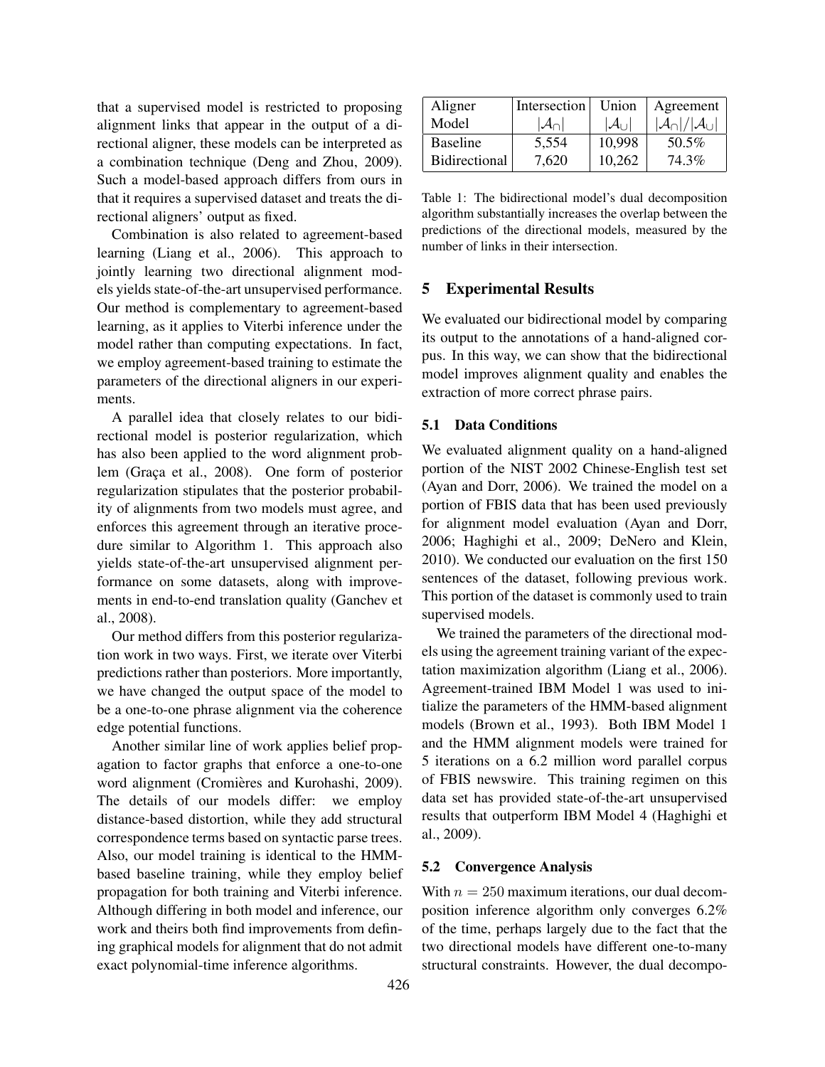that a supervised model is restricted to proposing alignment links that appear in the output of a directional aligner, these models can be interpreted as a combination technique (Deng and Zhou, 2009). Such a model-based approach differs from ours in that it requires a supervised dataset and treats the directional aligners' output as fixed.

Combination is also related to agreement-based learning (Liang et al., 2006). This approach to jointly learning two directional alignment models yields state-of-the-art unsupervised performance. Our method is complementary to agreement-based learning, as it applies to Viterbi inference under the model rather than computing expectations. In fact, we employ agreement-based training to estimate the parameters of the directional aligners in our experiments.

A parallel idea that closely relates to our bidirectional model is posterior regularization, which has also been applied to the word alignment problem (Graça et al., 2008). One form of posterior regularization stipulates that the posterior probability of alignments from two models must agree, and enforces this agreement through an iterative procedure similar to Algorithm 1. This approach also yields state-of-the-art unsupervised alignment performance on some datasets, along with improvements in end-to-end translation quality (Ganchev et al., 2008).

Our method differs from this posterior regularization work in two ways. First, we iterate over Viterbi predictions rather than posteriors. More importantly, we have changed the output space of the model to be a one-to-one phrase alignment via the coherence edge potential functions.

Another similar line of work applies belief propagation to factor graphs that enforce a one-to-one word alignment (Cromières and Kurohashi, 2009). The details of our models differ: we employ distance-based distortion, while they add structural correspondence terms based on syntactic parse trees. Also, our model training is identical to the HMM-based baseline training, while they employ belief propagation for both training and Viterbi inference. Although differing in both model and inference, our work and theirs both find improvements from defining graphical models for alignment that do not admit exact polynomial-time inference algorithms.

| Aligner Model | Intersection $\lvert\mathcal{A}_\cap\rvert$ | Union $\lvert\mathcal{A}_\cup\rvert$ | Agreement $\lvert\mathcal{A}_\cap\rvert/\lvert\mathcal{A}_\cup\rvert$ |
|---|---|---|---|
| Baseline | 5,554 | 10,998 | 50.5% |
| Bidirectional | 7,620 | 10,262 | 74.3% |

Table 1: The bidirectional model's dual decomposition algorithm substantially increases the overlap between the predictions of the directional models, measured by the number of links in their intersection.

## 5 Experimental Results

We evaluated our bidirectional model by comparing its output to the annotations of a hand-aligned corpus. In this way, we can show that the bidirectional model improves alignment quality and enables the extraction of more correct phrase pairs.

### 5.1 Data Conditions

We evaluated alignment quality on a hand-aligned portion of the NIST 2002 Chinese-English test set (Ayan and Dorr, 2006). We trained the model on a portion of FBIS data that has been used previously for alignment model evaluation (Ayan and Dorr, 2006; Haghighi et al., 2009; DeNero and Klein, 2010). We conducted our evaluation on the first 150 sentences of the dataset, following previous work. This portion of the dataset is commonly used to train supervised models.

We trained the parameters of the directional models using the agreement training variant of the expectation maximization algorithm (Liang et al., 2006). Agreement-trained IBM Model 1 was used to initialize the parameters of the HMM-based alignment models (Brown et al., 1993). Both IBM Model 1 and the HMM alignment models were trained for 5 iterations on a 6.2 million word parallel corpus of FBIS newswire. This training regimen on this data set has provided state-of-the-art unsupervised results that outperform IBM Model 4 (Haghighi et al., 2009).

### 5.2 Convergence Analysis

With $n = 250$ maximum iterations, our dual decomposition inference algorithm only converges 6.2% of the time, perhaps largely due to the fact that the two directional models have different one-to-many structural constraints. However, the dual decompo-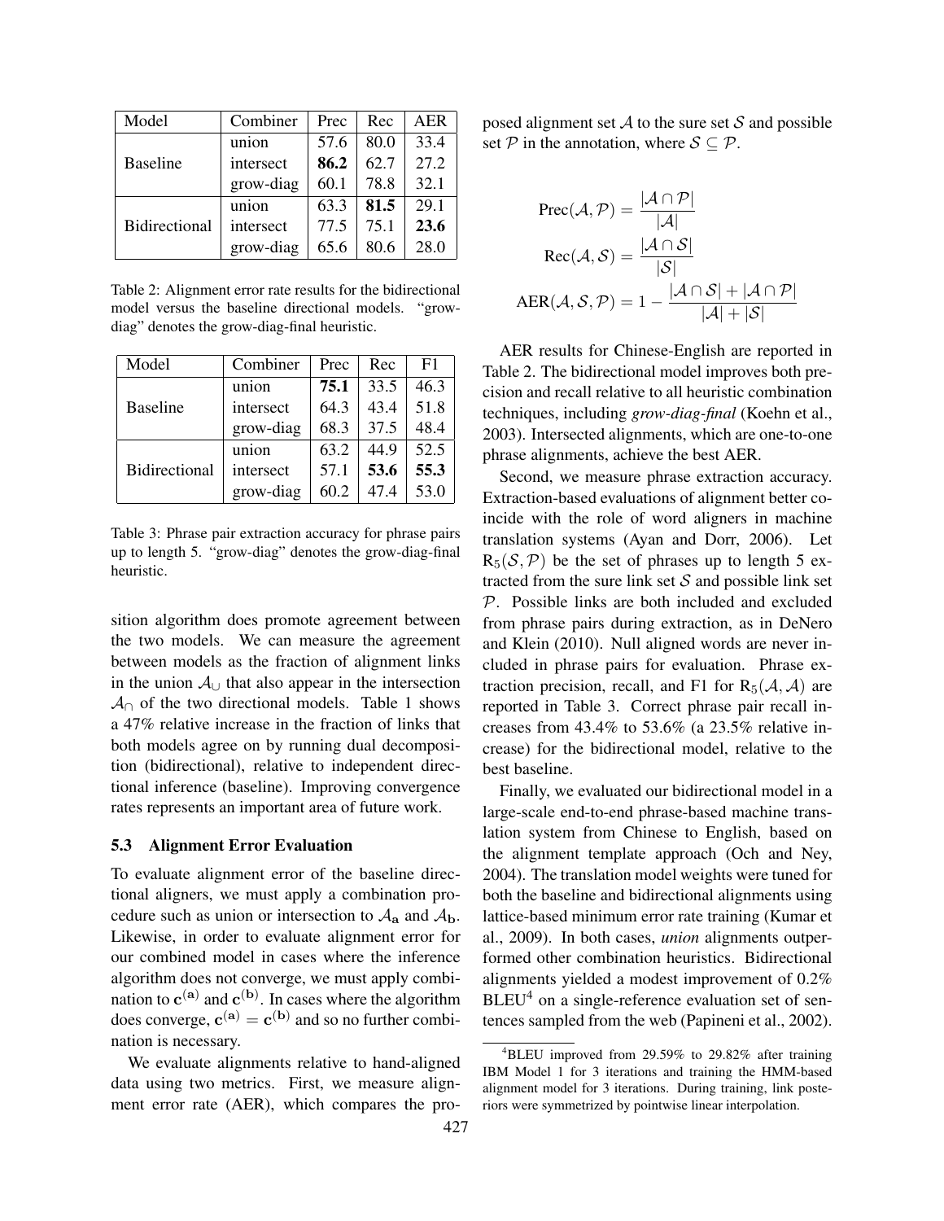| Model | Combiner | Prec | Rec | AER |
|---|---|---|---|---|
| Baseline | union | 57.6 | 80.0 | 33.4 |
| | intersect | **86.2** | 62.7 | 27.2 |
| | grow-diag | 60.1 | 78.8 | 32.1 |
| Bidirectional | union | 63.3 | **81.5** | 29.1 |
| | intersect | 77.5 | 75.1 | **23.6** |
| | grow-diag | 65.6 | 80.6 | 28.0 |

Table 2: Alignment error rate results for the bidirectional model versus the baseline directional models. "grow-diag" denotes the grow-diag-final heuristic.

| Model | Combiner | Prec | Rec | F1 |
|---|---|---|---|---|
| Baseline | union | **75.1** | 33.5 | 46.3 |
| | intersect | 64.3 | 43.4 | 51.8 |
| | grow-diag | 68.3 | 37.5 | 48.4 |
| Bidirectional | union | 63.2 | 44.9 | 52.5 |
| | intersect | 57.1 | **53.6** | **55.3** |
| | grow-diag | 60.2 | 47.4 | 53.0 |

Table 3: Phrase pair extraction accuracy for phrase pairs up to length 5. "grow-diag" denotes the grow-diag-final heuristic.

sition algorithm does promote agreement between the two models. We can measure the agreement between models as the fraction of alignment links in the union $\mathcal{A}_\cup$ that also appear in the intersection $\mathcal{A}_\cap$ of the two directional models. Table 1 shows a 47% relative increase in the fraction of links that both models agree on by running dual decomposition (bidirectional), relative to independent directional inference (baseline). Improving convergence rates represents an important area of future work.

### 5.3 Alignment Error Evaluation

To evaluate alignment error of the baseline directional aligners, we must apply a combination procedure such as union or intersection to $\mathcal{A}_\mathbf{a}$ and $\mathcal{A}_\mathbf{b}$. Likewise, in order to evaluate alignment error for our combined model in cases where the inference algorithm does not converge, we must apply combination to $\mathbf{c}^{(\mathbf{a})}$ and $\mathbf{c}^{(\mathbf{b})}$. In cases where the algorithm does converge, $\mathbf{c}^{(\mathbf{a})} = \mathbf{c}^{(\mathbf{b})}$ and so no further combination is necessary.

We evaluate alignments relative to hand-aligned data using two metrics. First, we measure alignment error rate (AER), which compares the proposed alignment set $\mathcal{A}$ to the sure set $\mathcal{S}$ and possible set $\mathcal{P}$ in the annotation, where $\mathcal{S} \subseteq \mathcal{P}$.

$$\text{Prec}(\mathcal{A}, \mathcal{P}) = \frac{|\mathcal{A} \cap \mathcal{P}|}{|\mathcal{A}|}$$

$$\text{Rec}(\mathcal{A}, \mathcal{S}) = \frac{|\mathcal{A} \cap \mathcal{S}|}{|\mathcal{S}|}$$

$$\text{AER}(\mathcal{A}, \mathcal{S}, \mathcal{P}) = 1 - \frac{|\mathcal{A} \cap \mathcal{S}| + |\mathcal{A} \cap \mathcal{P}|}{|\mathcal{A}| + |\mathcal{S}|}$$

AER results for Chinese-English are reported in Table 2. The bidirectional model improves both precision and recall relative to all heuristic combination techniques, including *grow-diag-final* (Koehn et al., 2003). Intersected alignments, which are one-to-one phrase alignments, achieve the best AER.

Second, we measure phrase extraction accuracy. Extraction-based evaluations of alignment better coincide with the role of word aligners in machine translation systems (Ayan and Dorr, 2006). Let $\text{R}_5(\mathcal{S}, \mathcal{P})$ be the set of phrases up to length 5 extracted from the sure link set $\mathcal{S}$ and possible link set $\mathcal{P}$. Possible links are both included and excluded from phrase pairs during extraction, as in DeNero and Klein (2010). Null aligned words are never included in phrase pairs for evaluation. Phrase extraction precision, recall, and F1 for $\text{R}_5(\mathcal{A}, \mathcal{A})$ are reported in Table 3. Correct phrase pair recall increases from 43.4% to 53.6% (a 23.5% relative increase) for the bidirectional model, relative to the best baseline.

Finally, we evaluated our bidirectional model in a large-scale end-to-end phrase-based machine translation system from Chinese to English, based on the alignment template approach (Och and Ney, 2004). The translation model weights were tuned for both the baseline and bidirectional alignments using lattice-based minimum error rate training (Kumar et al., 2009). In both cases, *union* alignments outperformed other combination heuristics. Bidirectional alignments yielded a modest improvement of 0.2% BLEU[4] on a single-reference evaluation set of sentences sampled from the web (Papineni et al., 2002).

[4]BLEU improved from 29.59% to 29.82% after training IBM Model 1 for 3 iterations and training the HMM-based alignment model for 3 iterations. During training, link posteriors were symmetrized by pointwise linear interpolation.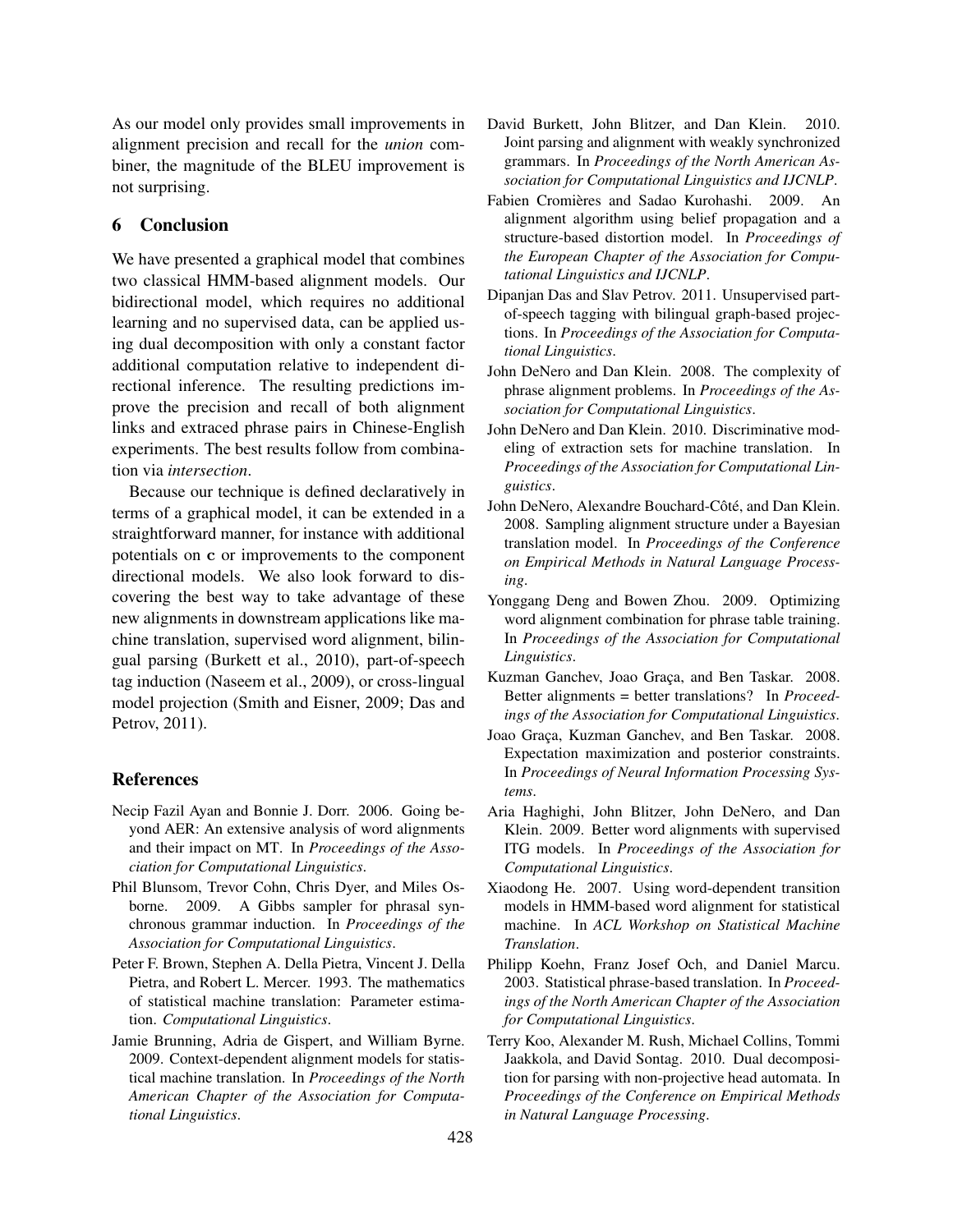As our model only provides small improvements in alignment precision and recall for the *union* combiner, the magnitude of the BLEU improvement is not surprising.

## 6 Conclusion

We have presented a graphical model that combines two classical HMM-based alignment models. Our bidirectional model, which requires no additional learning and no supervised data, can be applied using dual decomposition with only a constant factor additional computation relative to independent directional inference. The resulting predictions improve the precision and recall of both alignment links and extraced phrase pairs in Chinese-English experiments. The best results follow from combination via *intersection*.

Because our technique is defined declaratively in terms of a graphical model, it can be extended in a straightforward manner, for instance with additional potentials on **c** or improvements to the component directional models. We also look forward to discovering the best way to take advantage of these new alignments in downstream applications like machine translation, supervised word alignment, bilingual parsing (Burkett et al., 2010), part-of-speech tag induction (Naseem et al., 2009), or cross-lingual model projection (Smith and Eisner, 2009; Das and Petrov, 2011).

## References

Necip Fazil Ayan and Bonnie J. Dorr. 2006. Going beyond AER: An extensive analysis of word alignments and their impact on MT. In *Proceedings of the Association for Computational Linguistics*.

Phil Blunsom, Trevor Cohn, Chris Dyer, and Miles Osborne. 2009. A Gibbs sampler for phrasal synchronous grammar induction. In *Proceedings of the Association for Computational Linguistics*.

Peter F. Brown, Stephen A. Della Pietra, Vincent J. Della Pietra, and Robert L. Mercer. 1993. The mathematics of statistical machine translation: Parameter estimation. *Computational Linguistics*.

Jamie Brunning, Adria de Gispert, and William Byrne. 2009. Context-dependent alignment models for statistical machine translation. In *Proceedings of the North American Chapter of the Association for Computational Linguistics*.

David Burkett, John Blitzer, and Dan Klein. 2010. Joint parsing and alignment with weakly synchronized grammars. In *Proceedings of the North American Association for Computational Linguistics and IJCNLP*.

Fabien Cromières and Sadao Kurohashi. 2009. An alignment algorithm using belief propagation and a structure-based distortion model. In *Proceedings of the European Chapter of the Association for Computational Linguistics and IJCNLP*.

Dipanjan Das and Slav Petrov. 2011. Unsupervised part-of-speech tagging with bilingual graph-based projections. In *Proceedings of the Association for Computational Linguistics*.

John DeNero and Dan Klein. 2008. The complexity of phrase alignment problems. In *Proceedings of the Association for Computational Linguistics*.

John DeNero and Dan Klein. 2010. Discriminative modeling of extraction sets for machine translation. In *Proceedings of the Association for Computational Linguistics*.

John DeNero, Alexandre Bouchard-Côté, and Dan Klein. 2008. Sampling alignment structure under a Bayesian translation model. In *Proceedings of the Conference on Empirical Methods in Natural Language Processing*.

Yonggang Deng and Bowen Zhou. 2009. Optimizing word alignment combination for phrase table training. In *Proceedings of the Association for Computational Linguistics*.

Kuzman Ganchev, Joao Graça, and Ben Taskar. 2008. Better alignments = better translations? In *Proceedings of the Association for Computational Linguistics*.

Joao Graça, Kuzman Ganchev, and Ben Taskar. 2008. Expectation maximization and posterior constraints. In *Proceedings of Neural Information Processing Systems*.

Aria Haghighi, John Blitzer, John DeNero, and Dan Klein. 2009. Better word alignments with supervised ITG models. In *Proceedings of the Association for Computational Linguistics*.

Xiaodong He. 2007. Using word-dependent transition models in HMM-based word alignment for statistical machine. In *ACL Workshop on Statistical Machine Translation*.

Philipp Koehn, Franz Josef Och, and Daniel Marcu. 2003. Statistical phrase-based translation. In *Proceedings of the North American Chapter of the Association for Computational Linguistics*.

Terry Koo, Alexander M. Rush, Michael Collins, Tommi Jaakkola, and David Sontag. 2010. Dual decomposition for parsing with non-projective head automata. In *Proceedings of the Conference on Empirical Methods in Natural Language Processing*.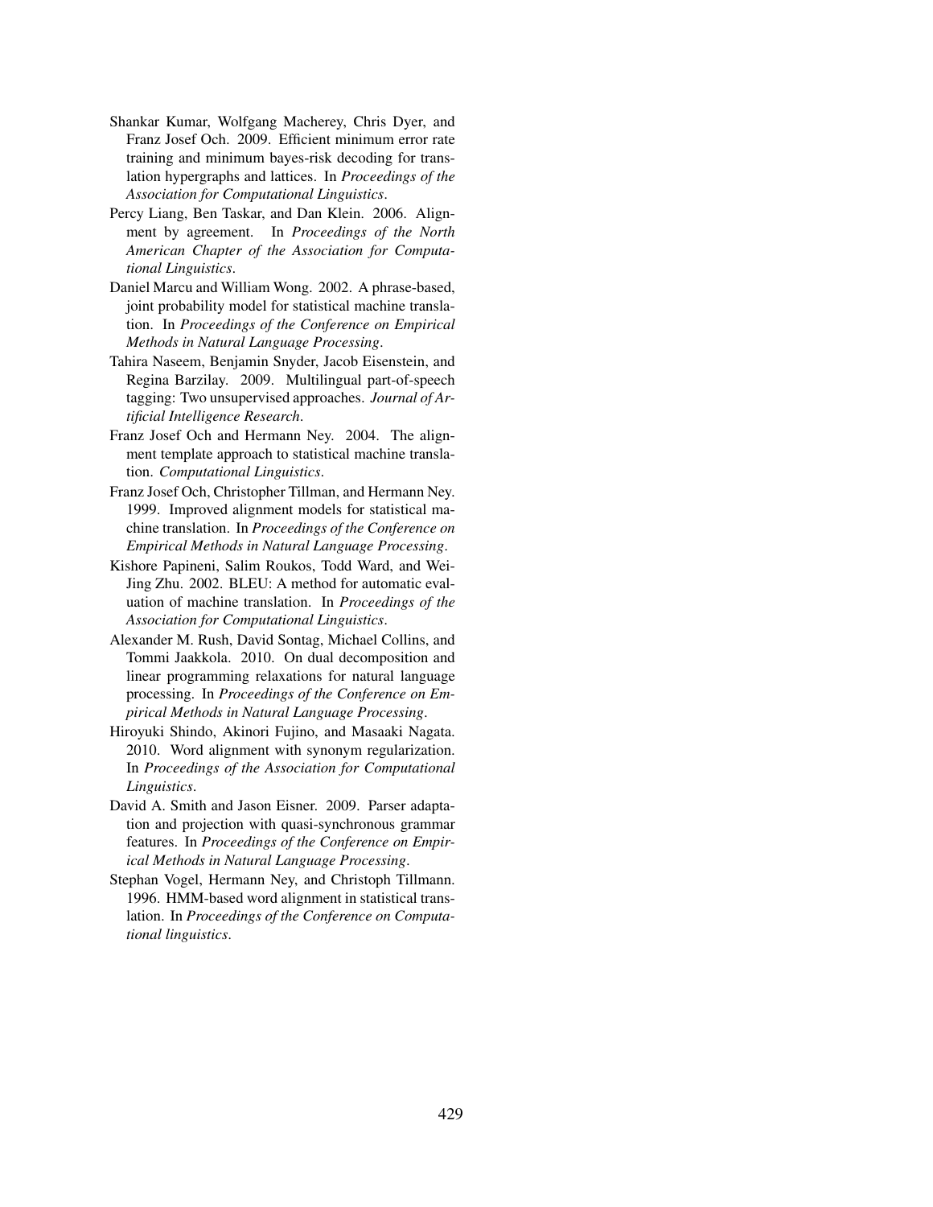Shankar Kumar, Wolfgang Macherey, Chris Dyer, and Franz Josef Och. 2009. Efficient minimum error rate training and minimum bayes-risk decoding for translation hypergraphs and lattices. In *Proceedings of the Association for Computational Linguistics*.

Percy Liang, Ben Taskar, and Dan Klein. 2006. Alignment by agreement. In *Proceedings of the North American Chapter of the Association for Computational Linguistics*.

Daniel Marcu and William Wong. 2002. A phrase-based, joint probability model for statistical machine translation. In *Proceedings of the Conference on Empirical Methods in Natural Language Processing*.

Tahira Naseem, Benjamin Snyder, Jacob Eisenstein, and Regina Barzilay. 2009. Multilingual part-of-speech tagging: Two unsupervised approaches. *Journal of Artificial Intelligence Research*.

Franz Josef Och and Hermann Ney. 2004. The alignment template approach to statistical machine translation. *Computational Linguistics*.

Franz Josef Och, Christopher Tillman, and Hermann Ney. 1999. Improved alignment models for statistical machine translation. In *Proceedings of the Conference on Empirical Methods in Natural Language Processing*.

Kishore Papineni, Salim Roukos, Todd Ward, and Wei-Jing Zhu. 2002. BLEU: A method for automatic evaluation of machine translation. In *Proceedings of the Association for Computational Linguistics*.

Alexander M. Rush, David Sontag, Michael Collins, and Tommi Jaakkola. 2010. On dual decomposition and linear programming relaxations for natural language processing. In *Proceedings of the Conference on Empirical Methods in Natural Language Processing*.

Hiroyuki Shindo, Akinori Fujino, and Masaaki Nagata. 2010. Word alignment with synonym regularization. In *Proceedings of the Association for Computational Linguistics*.

David A. Smith and Jason Eisner. 2009. Parser adaptation and projection with quasi-synchronous grammar features. In *Proceedings of the Conference on Empirical Methods in Natural Language Processing*.

Stephan Vogel, Hermann Ney, and Christoph Tillmann. 1996. HMM-based word alignment in statistical translation. In *Proceedings of the Conference on Computational linguistics*.